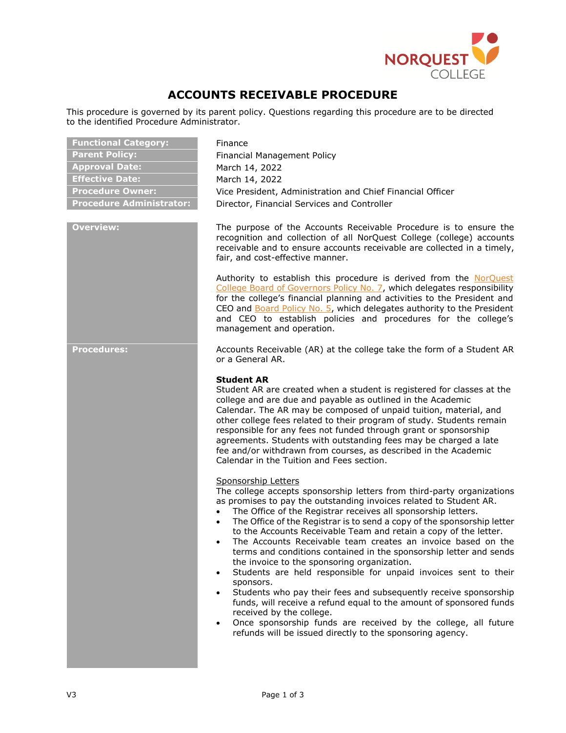# ACCOUNTS RECEIVABLE PROCEDURE

This procedure is governed by its parent policy. Questions regarding this procedure are to be directed to the identified Procedure Administrator.

| | |
|---|---|
| **Functional Category:** | Finance |
| **Parent Policy:** | Financial Management Policy |
| **Approval Date:** | March 14, 2022 |
| **Effective Date:** | March 14, 2022 |
| **Procedure Owner:** | Vice President, Administration and Chief Financial Officer |
| **Procedure Administrator:** | Director, Financial Services and Controller |

## Overview:

The purpose of the Accounts Receivable Procedure is to ensure the recognition and collection of all NorQuest College (college) accounts receivable and to ensure accounts receivable are collected in a timely, fair, and cost-effective manner.

Authority to establish this procedure is derived from the NorQuest College Board of Governors Policy No. 7, which delegates responsibility for the college's financial planning and activities to the President and CEO and Board Policy No. 5, which delegates authority to the President and CEO to establish policies and procedures for the college's management and operation.

## Procedures:

Accounts Receivable (AR) at the college take the form of a Student AR or a General AR.

**Student AR**

Student AR are created when a student is registered for classes at the college and are due and payable as outlined in the Academic Calendar. The AR may be composed of unpaid tuition, material, and other college fees related to their program of study. Students remain responsible for any fees not funded through grant or sponsorship agreements. Students with outstanding fees may be charged a late fee and/or withdrawn from courses, as described in the Academic Calendar in the Tuition and Fees section.

<u>Sponsorship Letters</u>

The college accepts sponsorship letters from third-party organizations as promises to pay the outstanding invoices related to Student AR.

- The Office of the Registrar receives all sponsorship letters.
- The Office of the Registrar is to send a copy of the sponsorship letter to the Accounts Receivable Team and retain a copy of the letter.
- The Accounts Receivable team creates an invoice based on the terms and conditions contained in the sponsorship letter and sends the invoice to the sponsoring organization.
- Students are held responsible for unpaid invoices sent to their sponsors.
- Students who pay their fees and subsequently receive sponsorship funds, will receive a refund equal to the amount of sponsored funds received by the college.
- Once sponsorship funds are received by the college, all future refunds will be issued directly to the sponsoring agency.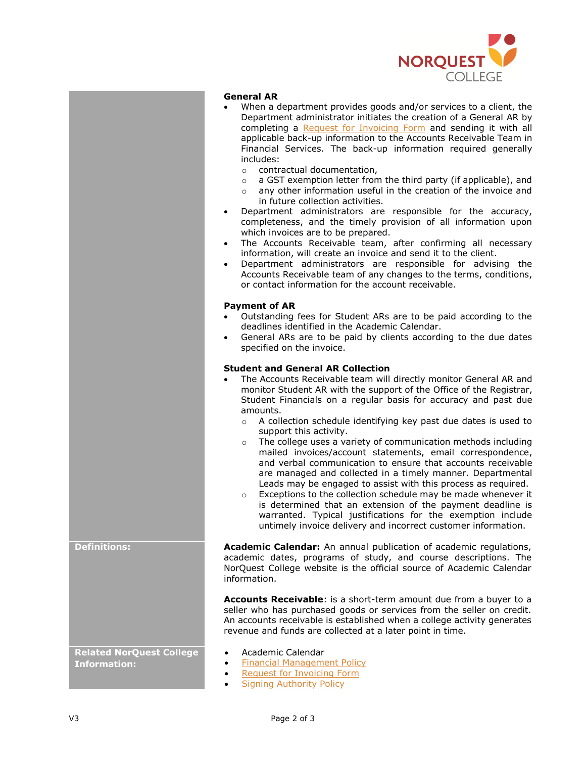### General AR

- When a department provides goods and/or services to a client, the Department administrator initiates the creation of a General AR by completing a Request for Invoicing Form and sending it with all applicable back-up information to the Accounts Receivable Team in Financial Services. The back-up information required generally includes:
  - contractual documentation,
  - a GST exemption letter from the third party (if applicable), and
  - any other information useful in the creation of the invoice and in future collection activities.
- Department administrators are responsible for the accuracy, completeness, and the timely provision of all information upon which invoices are to be prepared.
- The Accounts Receivable team, after confirming all necessary information, will create an invoice and send it to the client.
- Department administrators are responsible for advising the Accounts Receivable team of any changes to the terms, conditions, or contact information for the account receivable.

### Payment of AR

- Outstanding fees for Student ARs are to be paid according to the deadlines identified in the Academic Calendar.
- General ARs are to be paid by clients according to the due dates specified on the invoice.

### Student and General AR Collection

- The Accounts Receivable team will directly monitor General AR and monitor Student AR with the support of the Office of the Registrar, Student Financials on a regular basis for accuracy and past due amounts.
  - A collection schedule identifying key past due dates is used to support this activity.
  - The college uses a variety of communication methods including mailed invoices/account statements, email correspondence, and verbal communication to ensure that accounts receivable are managed and collected in a timely manner. Departmental Leads may be engaged to assist with this process as required.
  - Exceptions to the collection schedule may be made whenever it is determined that an extension of the payment deadline is warranted. Typical justifications for the exemption include untimely invoice delivery and incorrect customer information.

## Definitions:

**Academic Calendar:** An annual publication of academic regulations, academic dates, programs of study, and course descriptions. The NorQuest College website is the official source of Academic Calendar information.

**Accounts Receivable**: is a short-term amount due from a buyer to a seller who has purchased goods or services from the seller on credit. An accounts receivable is established when a college activity generates revenue and funds are collected at a later point in time.

## Related NorQuest College Information:

- Academic Calendar
- Financial Management Policy
- Request for Invoicing Form
- Signing Authority Policy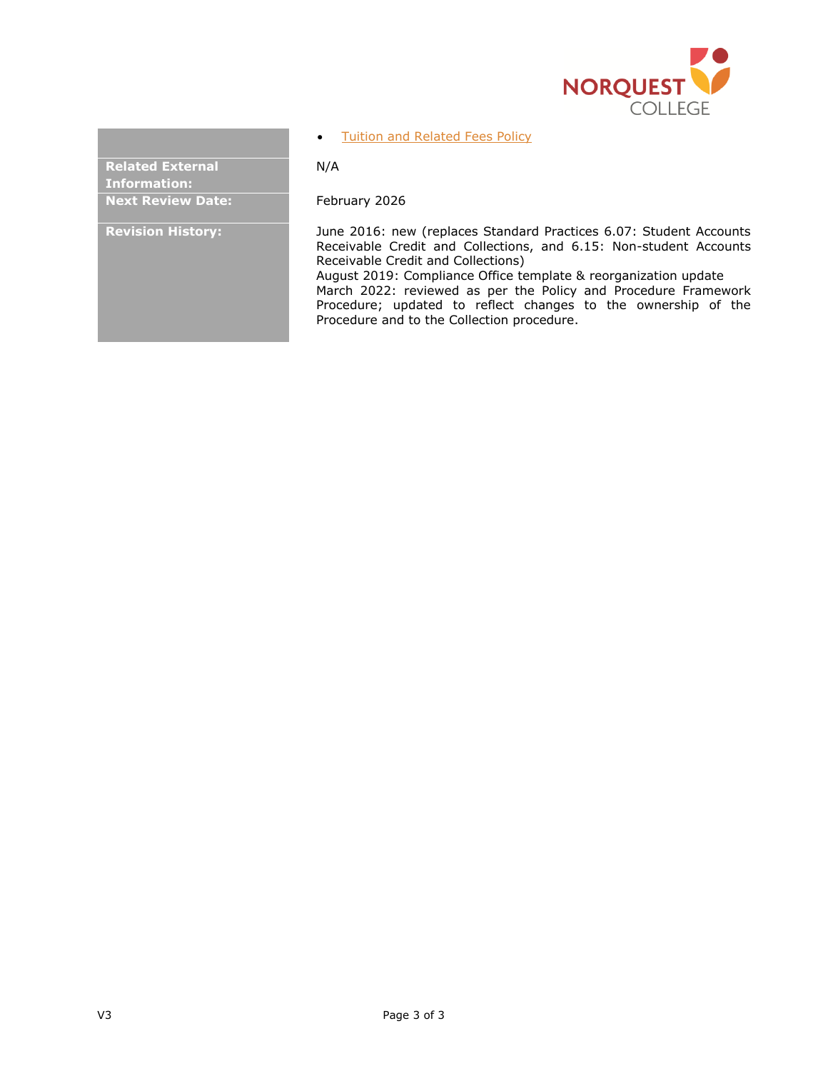| | |
|---|---|
| | • Tuition and Related Fees Policy |
| **Related External Information:** | N/A |
| **Next Review Date:** | February 2026 |
| **Revision History:** | June 2016: new (replaces Standard Practices 6.07: Student Accounts Receivable Credit and Collections, and 6.15: Non-student Accounts Receivable Credit and Collections)<br>August 2019: Compliance Office template & reorganization update<br>March 2022: reviewed as per the Policy and Procedure Framework Procedure; updated to reflect changes to the ownership of the Procedure and to the Collection procedure. |